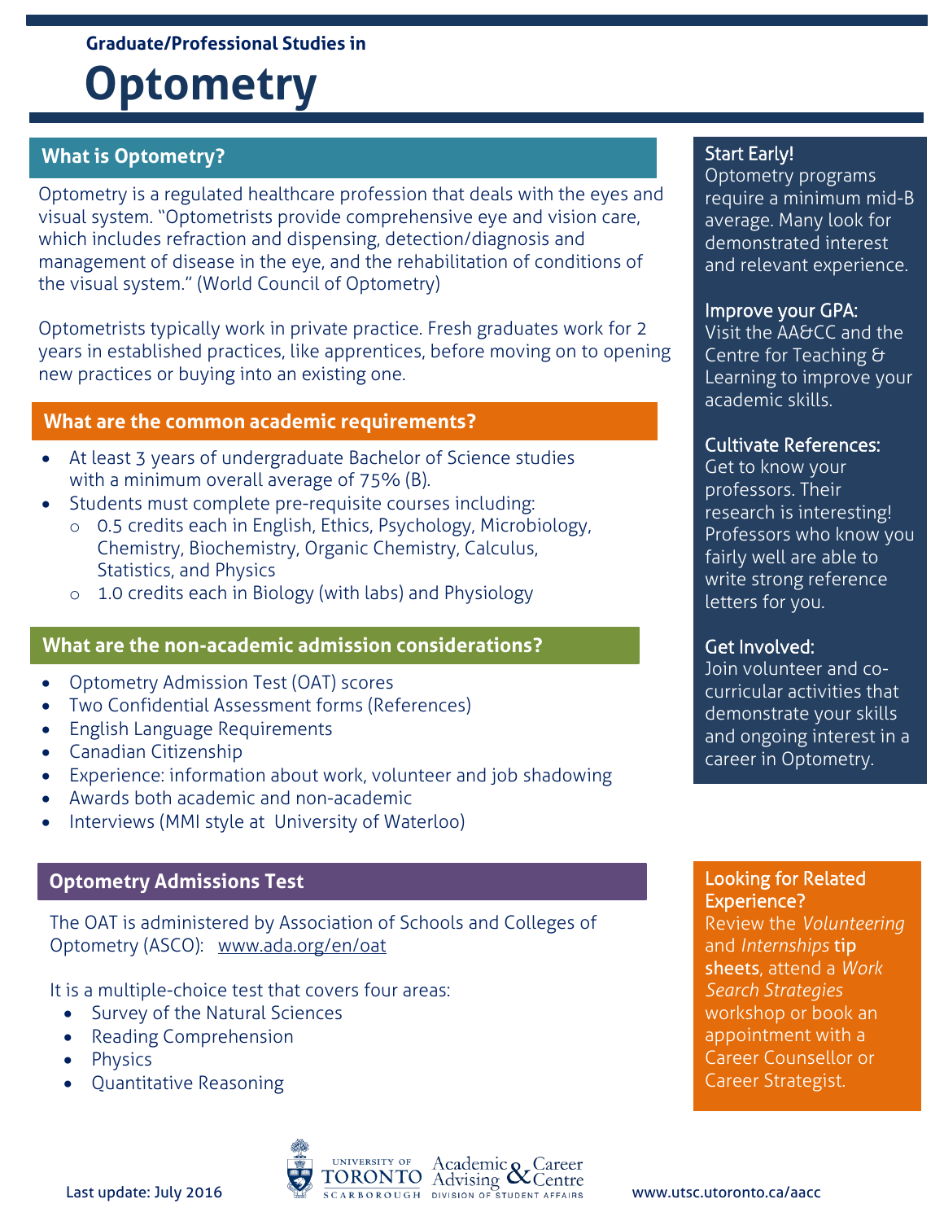Graduate/Professional Studies in

# Optometry

## What is Optometry?

Optometry is a regulated healthcare profession that deals with the eyes and visual system. "Optometrists provide comprehensive eye and vision care, which includes refraction and dispensing, detection/diagnosis and management of disease in the eye, and the rehabilitation of conditions of the visual system." (World Council of Optometry)

Optometrists typically work in private practice. Fresh graduates work for 2 years in established practices, like apprentices, before moving on to opening new practices or buying into an existing one.

## What are the common academic requirements?

- At least 3 years of undergraduate Bachelor of Science studies with a minimum overall average of 75% (B).
- Students must complete pre-requisite courses including:
  - 0.5 credits each in English, Ethics, Psychology, Microbiology, Chemistry, Biochemistry, Organic Chemistry, Calculus, Statistics, and Physics
  - 1.0 credits each in Biology (with labs) and Physiology

## What are the non-academic admission considerations?

- Optometry Admission Test (OAT) scores
- Two Confidential Assessment forms (References)
- English Language Requirements
- Canadian Citizenship
- Experience: information about work, volunteer and job shadowing
- Awards both academic and non-academic
- Interviews (MMI style at University of Waterloo)

## Optometry Admissions Test

The OAT is administered by Association of Schools and Colleges of Optometry (ASCO): www.ada.org/en/oat

It is a multiple-choice test that covers four areas:

- Survey of the Natural Sciences
- Reading Comprehension
- Physics
- Quantitative Reasoning

**Start Early!**
Optometry programs require a minimum mid-B average. Many look for demonstrated interest and relevant experience.

**Improve your GPA:**
Visit the AA&CC and the Centre for Teaching & Learning to improve your academic skills.

**Cultivate References:**
Get to know your professors. Their research is interesting! Professors who know you fairly well are able to write strong reference letters for you.

**Get Involved:**
Join volunteer and co-curricular activities that demonstrate your skills and ongoing interest in a career in Optometry.

**Looking for Related Experience?**
Review the *Volunteering* and *Internships* **tip sheets**, attend a *Work Search Strategies* workshop or book an appointment with a Career Counsellor or Career Strategist.

Last update: July 2016

University of Toronto Scarborough — Academic Advising & Career Centre, Division of Student Affairs

www.utsc.utoronto.ca/aacc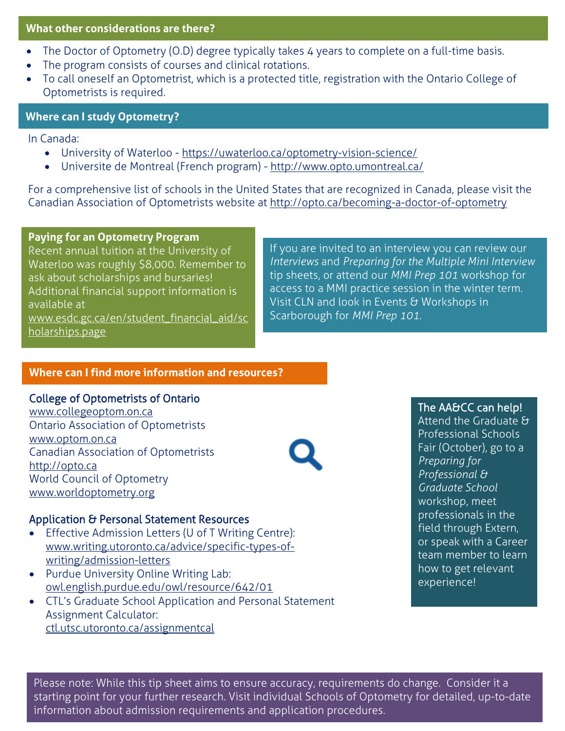## What other considerations are there?

- The Doctor of Optometry (O.D) degree typically takes 4 years to complete on a full-time basis.
- The program consists of courses and clinical rotations.
- To call oneself an Optometrist, which is a protected title, registration with the Ontario College of Optometrists is required.

## Where can I study Optometry?

In Canada:

- University of Waterloo - https://uwaterloo.ca/optometry-vision-science/
- Universite de Montreal (French program) - http://www.opto.umontreal.ca/

For a comprehensive list of schools in the United States that are recognized in Canada, please visit the Canadian Association of Optometrists website at http://opto.ca/becoming-a-doctor-of-optometry

**Paying for an Optometry Program**
Recent annual tuition at the University of Waterloo was roughly $8,000. Remember to ask about scholarships and bursaries! Additional financial support information is available at www.esdc.gc.ca/en/student_financial_aid/scholarships.page

If you are invited to an interview you can review our *Interviews* and *Preparing for the Multiple Mini Interview* tip sheets, or attend our *MMI Prep 101* workshop for access to a MMI practice session in the winter term. Visit CLN and look in Events & Workshops in Scarborough for *MMI Prep 101*.

## Where can I find more information and resources?

College of Optometrists of Ontario
www.collegeoptom.on.ca
Ontario Association of Optometrists
www.optom.on.ca
Canadian Association of Optometrists
http://opto.ca
World Council of Optometry
www.worldoptometry.org

### Application & Personal Statement Resources

- Effective Admission Letters (U of T Writing Centre): www.writing.utoronto.ca/advice/specific-types-of-writing/admission-letters
- Purdue University Online Writing Lab: owl.english.purdue.edu/owl/resource/642/01
- CTL's Graduate School Application and Personal Statement Assignment Calculator: ctl.utsc.utoronto.ca/assignmentcal

**The AA&CC can help!**
Attend the Graduate & Professional Schools Fair (October), go to a *Preparing for Professional & Graduate School* workshop, meet professionals in the field through Extern, or speak with a Career team member to learn how to get relevant experience!

Please note: While this tip sheet aims to ensure accuracy, requirements do change. Consider it a starting point for your further research. Visit individual Schools of Optometry for detailed, up-to-date information about admission requirements and application procedures.